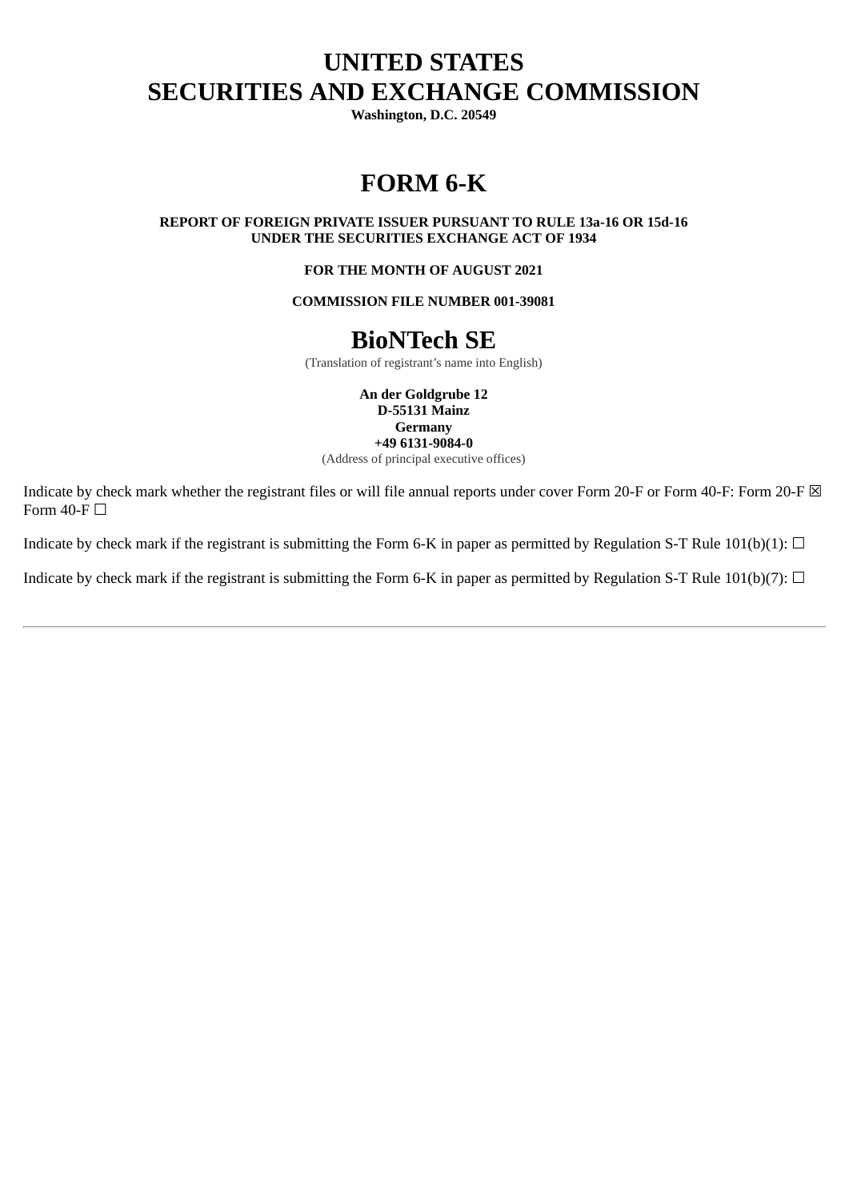# UNITED STATES
# SECURITIES AND EXCHANGE COMMISSION

**Washington, D.C. 20549**

# FORM 6-K

**REPORT OF FOREIGN PRIVATE ISSUER PURSUANT TO RULE 13a-16 OR 15d-16**
**UNDER THE SECURITIES EXCHANGE ACT OF 1934**

**FOR THE MONTH OF AUGUST 2021**

**COMMISSION FILE NUMBER 001-39081**

# BioNTech SE

(Translation of registrant's name into English)

**An der Goldgrube 12**
**D-55131 Mainz**
**Germany**
**+49 6131-9084-0**
(Address of principal executive offices)

Indicate by check mark whether the registrant files or will file annual reports under cover Form 20-F or Form 40-F: Form 20-F ☒ Form 40-F ☐

Indicate by check mark if the registrant is submitting the Form 6-K in paper as permitted by Regulation S-T Rule 101(b)(1): ☐

Indicate by check mark if the registrant is submitting the Form 6-K in paper as permitted by Regulation S-T Rule 101(b)(7): ☐

---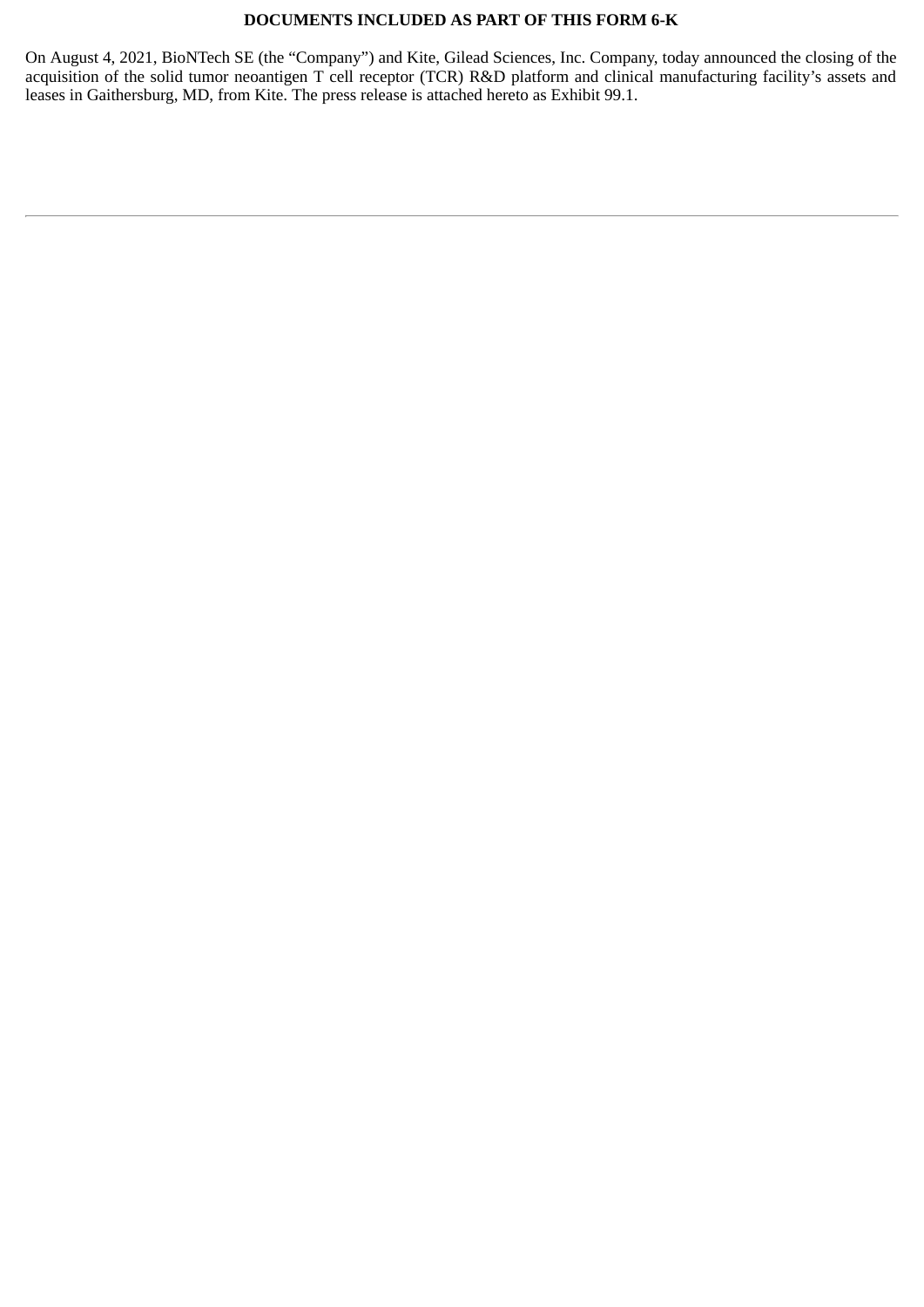**DOCUMENTS INCLUDED AS PART OF THIS FORM 6-K**

On August 4, 2021, BioNTech SE (the "Company") and Kite, Gilead Sciences, Inc. Company, today announced the closing of the acquisition of the solid tumor neoantigen T cell receptor (TCR) R&D platform and clinical manufacturing facility's assets and leases in Gaithersburg, MD, from Kite. The press release is attached hereto as Exhibit 99.1.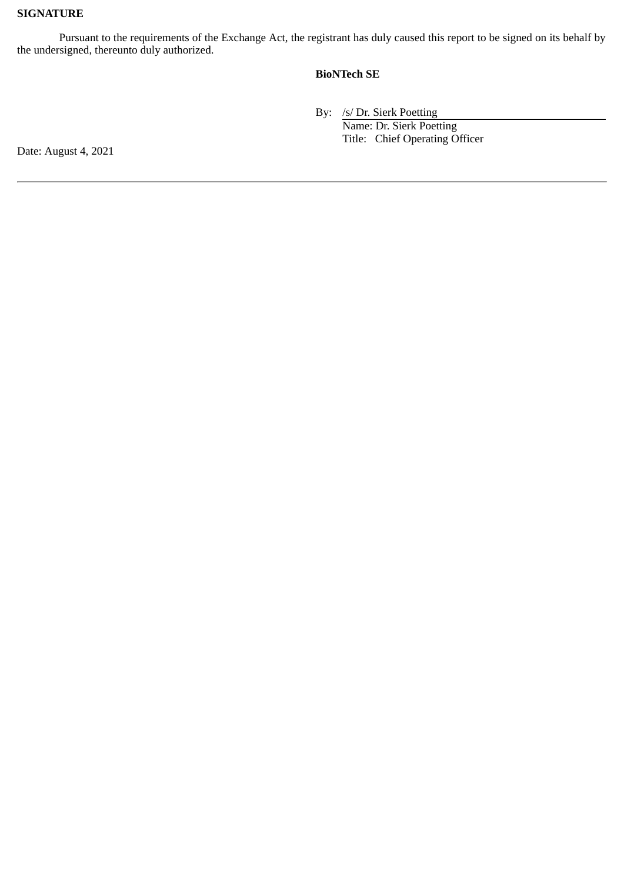**SIGNATURE**

Pursuant to the requirements of the Exchange Act, the registrant has duly caused this report to be signed on its behalf by the undersigned, thereunto duly authorized.

**BioNTech SE**

By: /s/ Dr. Sierk Poetting

Name: Dr. Sierk Poetting

Title: Chief Operating Officer

Date: August 4, 2021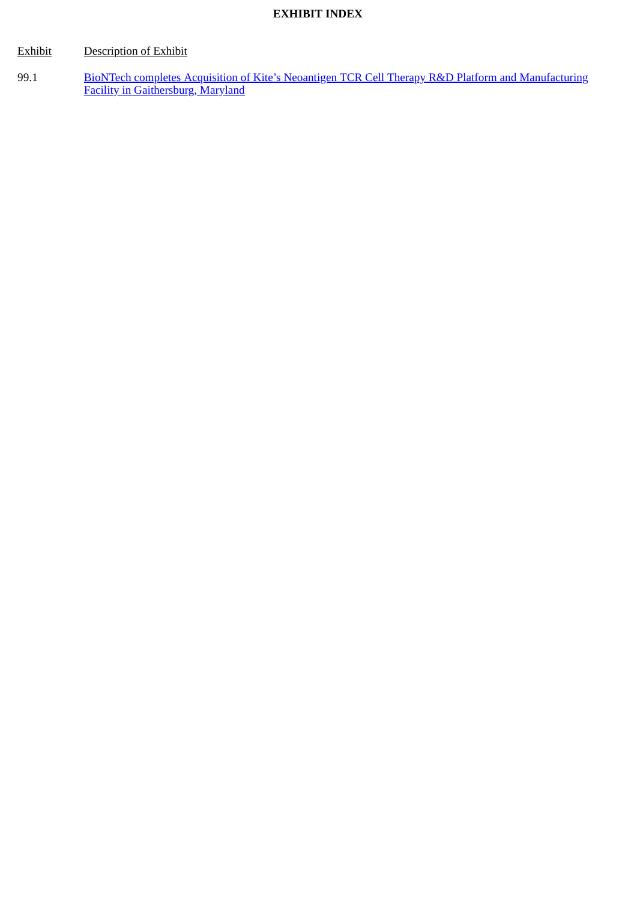**EXHIBIT INDEX**

| Exhibit | Description of Exhibit |
| --- | --- |
| 99.1 | BioNTech completes Acquisition of Kite's Neoantigen TCR Cell Therapy R&D Platform and Manufacturing Facility in Gaithersburg, Maryland |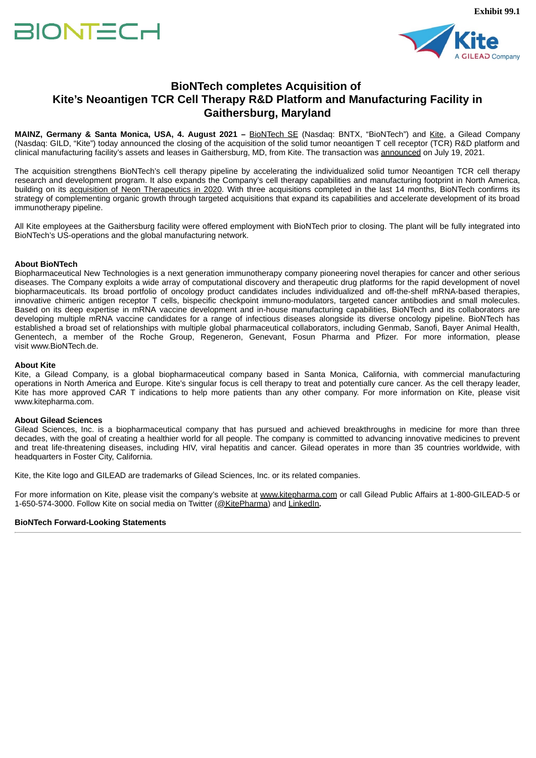Exhibit 99.1

# BioNTech completes Acquisition of Kite's Neoantigen TCR Cell Therapy R&D Platform and Manufacturing Facility in Gaithersburg, Maryland

**MAINZ, Germany & Santa Monica, USA, 4. August 2021 –** BioNTech SE (Nasdaq: BNTX, "BioNTech") and Kite, a Gilead Company (Nasdaq: GILD, "Kite") today announced the closing of the acquisition of the solid tumor neoantigen T cell receptor (TCR) R&D platform and clinical manufacturing facility's assets and leases in Gaithersburg, MD, from Kite. The transaction was announced on July 19, 2021.

The acquisition strengthens BioNTech's cell therapy pipeline by accelerating the individualized solid tumor Neoantigen TCR cell therapy research and development program. It also expands the Company's cell therapy capabilities and manufacturing footprint in North America, building on its acquisition of Neon Therapeutics in 2020. With three acquisitions completed in the last 14 months, BioNTech confirms its strategy of complementing organic growth through targeted acquisitions that expand its capabilities and accelerate development of its broad immunotherapy pipeline.

All Kite employees at the Gaithersburg facility were offered employment with BioNTech prior to closing. The plant will be fully integrated into BioNTech's US-operations and the global manufacturing network.

**About BioNTech**

Biopharmaceutical New Technologies is a next generation immunotherapy company pioneering novel therapies for cancer and other serious diseases. The Company exploits a wide array of computational discovery and therapeutic drug platforms for the rapid development of novel biopharmaceuticals. Its broad portfolio of oncology product candidates includes individualized and off-the-shelf mRNA-based therapies, innovative chimeric antigen receptor T cells, bispecific checkpoint immuno-modulators, targeted cancer antibodies and small molecules. Based on its deep expertise in mRNA vaccine development and in-house manufacturing capabilities, BioNTech and its collaborators are developing multiple mRNA vaccine candidates for a range of infectious diseases alongside its diverse oncology pipeline. BioNTech has established a broad set of relationships with multiple global pharmaceutical collaborators, including Genmab, Sanofi, Bayer Animal Health, Genentech, a member of the Roche Group, Regeneron, Genevant, Fosun Pharma and Pfizer. For more information, please visit www.BioNTech.de.

**About Kite**

Kite, a Gilead Company, is a global biopharmaceutical company based in Santa Monica, California, with commercial manufacturing operations in North America and Europe. Kite's singular focus is cell therapy to treat and potentially cure cancer. As the cell therapy leader, Kite has more approved CAR T indications to help more patients than any other company. For more information on Kite, please visit www.kitepharma.com.

**About Gilead Sciences**

Gilead Sciences, Inc. is a biopharmaceutical company that has pursued and achieved breakthroughs in medicine for more than three decades, with the goal of creating a healthier world for all people. The company is committed to advancing innovative medicines to prevent and treat life-threatening diseases, including HIV, viral hepatitis and cancer. Gilead operates in more than 35 countries worldwide, with headquarters in Foster City, California.

Kite, the Kite logo and GILEAD are trademarks of Gilead Sciences, Inc. or its related companies.

For more information on Kite, please visit the company's website at www.kitepharma.com or call Gilead Public Affairs at 1-800-GILEAD-5 or 1-650-574-3000. Follow Kite on social media on Twitter (@KitePharma) and LinkedIn.

**BioNTech Forward-Looking Statements**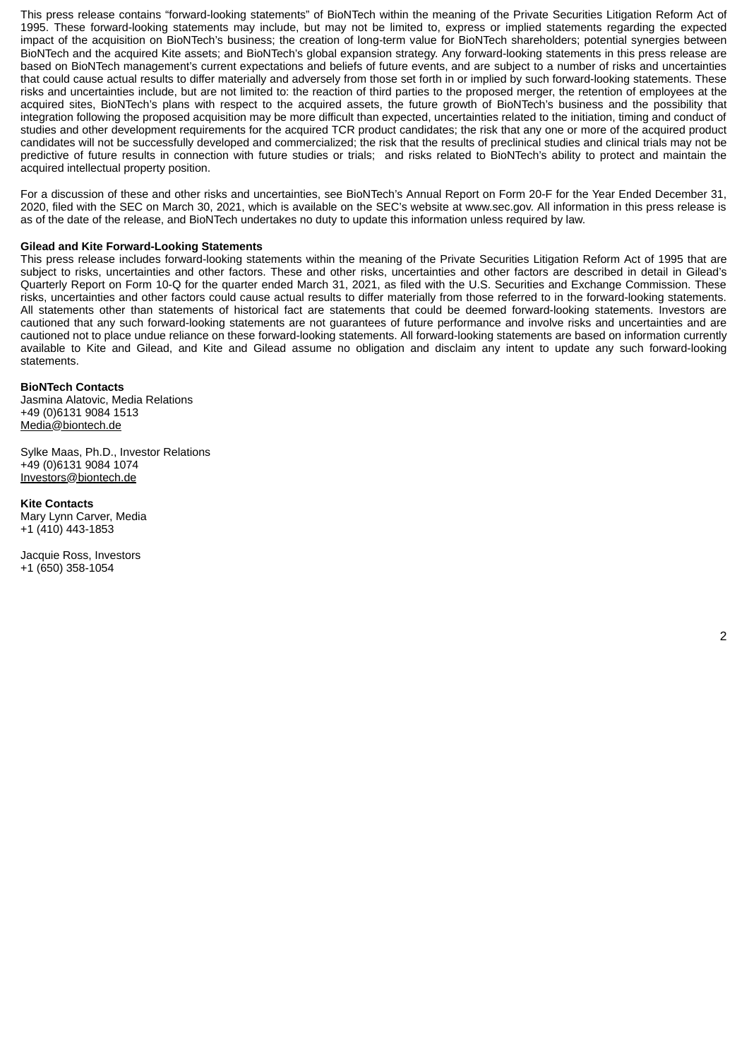This press release contains "forward-looking statements" of BioNTech within the meaning of the Private Securities Litigation Reform Act of 1995. These forward-looking statements may include, but may not be limited to, express or implied statements regarding the expected impact of the acquisition on BioNTech's business; the creation of long-term value for BioNTech shareholders; potential synergies between BioNTech and the acquired Kite assets; and BioNTech's global expansion strategy. Any forward-looking statements in this press release are based on BioNTech management's current expectations and beliefs of future events, and are subject to a number of risks and uncertainties that could cause actual results to differ materially and adversely from those set forth in or implied by such forward-looking statements. These risks and uncertainties include, but are not limited to: the reaction of third parties to the proposed merger, the retention of employees at the acquired sites, BioNTech's plans with respect to the acquired assets, the future growth of BioNTech's business and the possibility that integration following the proposed acquisition may be more difficult than expected, uncertainties related to the initiation, timing and conduct of studies and other development requirements for the acquired TCR product candidates; the risk that any one or more of the acquired product candidates will not be successfully developed and commercialized; the risk that the results of preclinical studies and clinical trials may not be predictive of future results in connection with future studies or trials; and risks related to BioNTech's ability to protect and maintain the acquired intellectual property position.

For a discussion of these and other risks and uncertainties, see BioNTech's Annual Report on Form 20-F for the Year Ended December 31, 2020, filed with the SEC on March 30, 2021, which is available on the SEC's website at www.sec.gov. All information in this press release is as of the date of the release, and BioNTech undertakes no duty to update this information unless required by law.

**Gilead and Kite Forward-Looking Statements**

This press release includes forward-looking statements within the meaning of the Private Securities Litigation Reform Act of 1995 that are subject to risks, uncertainties and other factors. These and other risks, uncertainties and other factors are described in detail in Gilead's Quarterly Report on Form 10-Q for the quarter ended March 31, 2021, as filed with the U.S. Securities and Exchange Commission. These risks, uncertainties and other factors could cause actual results to differ materially from those referred to in the forward-looking statements. All statements other than statements of historical fact are statements that could be deemed forward-looking statements. Investors are cautioned that any such forward-looking statements are not guarantees of future performance and involve risks and uncertainties and are cautioned not to place undue reliance on these forward-looking statements. All forward-looking statements are based on information currently available to Kite and Gilead, and Kite and Gilead assume no obligation and disclaim any intent to update any such forward-looking statements.

**BioNTech Contacts**

Jasmina Alatovic, Media Relations
+49 (0)6131 9084 1513
Media@biontech.de

Sylke Maas, Ph.D., Investor Relations
+49 (0)6131 9084 1074
Investors@biontech.de

**Kite Contacts**

Mary Lynn Carver, Media
+1 (410) 443-1853

Jacquie Ross, Investors
+1 (650) 358-1054